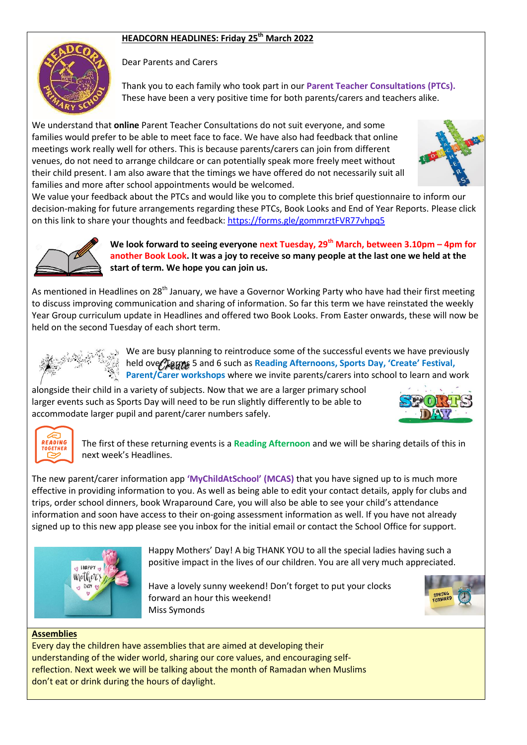## HEADCORN HEADLINES: Friday 25th March 2022

Dear Parents and Carers

Thank you to each family who took part in our **Parent Teacher Consultations (PTCs).** These have been a very positive time for both parents/carers and teachers alike.

We understand that **online** Parent Teacher Consultations do not suit everyone, and some families would prefer to be able to meet face to face. We have also had feedback that online meetings work really well for others. This is because parents/carers can join from different venues, do not need to arrange childcare or can potentially speak more freely meet without their child present. I am also aware that the timings we have offered do not necessarily suit all families and more after school appointments would be welcomed.

We value your feedback about the PTCs and would like you to complete this brief questionnaire to inform our decision-making for future arrangements regarding these PTCs, Book Looks and End of Year Reports. Please click on this link to share your thoughts and feedback: https://forms.gle/gommrztFVR77vhpq5

**We look forward to seeing everyone next Tuesday, 29th March, between 3.10pm – 4pm for another Book Look. It was a joy to receive so many people at the last one we held at the start of term. We hope you can join us.**

As mentioned in Headlines on 28th January, we have a Governor Working Party who have had their first meeting to discuss improving communication and sharing of information. So far this term we have reinstated the weekly Year Group curriculum update in Headlines and offered two Book Looks. From Easter onwards, these will now be held on the second Tuesday of each short term.

We are busy planning to reintroduce some of the successful events we have previously held over Terms 5 and 6 such as **Reading Afternoons, Sports Day, 'Create' Festival, Parent/Carer workshops** where we invite parents/carers into school to learn and work alongside their child in a variety of subjects. Now that we are a larger primary school larger events such as Sports Day will need to be run slightly differently to be able to accommodate larger pupil and parent/carer numbers safely.

The first of these returning events is a **Reading Afternoon** and we will be sharing details of this in next week's Headlines.

The new parent/carer information app **'MyChildAtSchool' (MCAS)** that you have signed up to is much more effective in providing information to you. As well as being able to edit your contact details, apply for clubs and trips, order school dinners, book Wraparound Care, you will also be able to see your child's attendance information and soon have access to their on-going assessment information as well. If you have not already signed up to this new app please see you inbox for the initial email or contact the School Office for support.

Happy Mothers' Day! A big THANK YOU to all the special ladies having such a positive impact in the lives of our children. You are all very much appreciated.

Have a lovely sunny weekend! Don't forget to put your clocks forward an hour this weekend!
Miss Symonds

### Assemblies

Every day the children have assemblies that are aimed at developing their understanding of the wider world, sharing our core values, and encouraging self-reflection. Next week we will be talking about the month of Ramadan when Muslims don't eat or drink during the hours of daylight.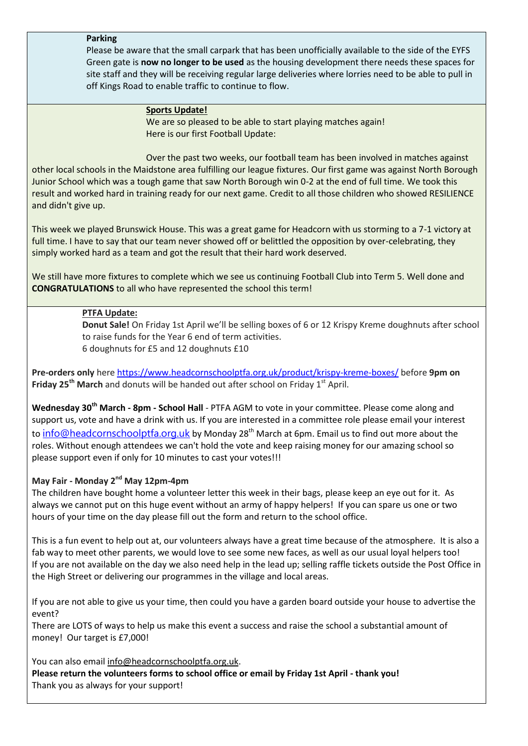**Parking**

Please be aware that the small carpark that has been unofficially available to the side of the EYFS Green gate is **now no longer to be used** as the housing development there needs these spaces for site staff and they will be receiving regular large deliveries where lorries need to be able to pull in off Kings Road to enable traffic to continue to flow.

**Sports Update!**

We are so pleased to be able to start playing matches again!
Here is our first Football Update:

Over the past two weeks, our football team has been involved in matches against other local schools in the Maidstone area fulfilling our league fixtures. Our first game was against North Borough Junior School which was a tough game that saw North Borough win 0-2 at the end of full time. We took this result and worked hard in training ready for our next game. Credit to all those children who showed RESILIENCE and didn't give up.

This week we played Brunswick House. This was a great game for Headcorn with us storming to a 7-1 victory at full time. I have to say that our team never showed off or belittled the opposition by over-celebrating, they simply worked hard as a team and got the result that their hard work deserved.

We still have more fixtures to complete which we see us continuing Football Club into Term 5. Well done and **CONGRATULATIONS** to all who have represented the school this term!

**PTFA Update:**

**Donut Sale!** On Friday 1st April we'll be selling boxes of 6 or 12 Krispy Kreme doughnuts after school to raise funds for the Year 6 end of term activities.
6 doughnuts for £5 and 12 doughnuts £10

**Pre-orders only** here https://www.headcornschoolptfa.org.uk/product/krispy-kreme-boxes/ before **9pm on Friday 25th March** and donuts will be handed out after school on Friday 1st April.

**Wednesday 30th March - 8pm - School Hall** - PTFA AGM to vote in your committee. Please come along and support us, vote and have a drink with us. If you are interested in a committee role please email your interest to info@headcornschoolptfa.org.uk by Monday 28th March at 6pm. Email us to find out more about the roles. Without enough attendees we can't hold the vote and keep raising money for our amazing school so please support even if only for 10 minutes to cast your votes!!!

**May Fair - Monday 2nd May 12pm-4pm**

The children have bought home a volunteer letter this week in their bags, please keep an eye out for it. As always we cannot put on this huge event without an army of happy helpers! If you can spare us one or two hours of your time on the day please fill out the form and return to the school office.

This is a fun event to help out at, our volunteers always have a great time because of the atmosphere. It is also a fab way to meet other parents, we would love to see some new faces, as well as our usual loyal helpers too! If you are not available on the day we also need help in the lead up; selling raffle tickets outside the Post Office in the High Street or delivering our programmes in the village and local areas.

If you are not able to give us your time, then could you have a garden board outside your house to advertise the event?
There are LOTS of ways to help us make this event a success and raise the school a substantial amount of money! Our target is £7,000!

You can also email info@headcornschoolptfa.org.uk.
**Please return the volunteers forms to school office or email by Friday 1st April - thank you!**
Thank you as always for your support!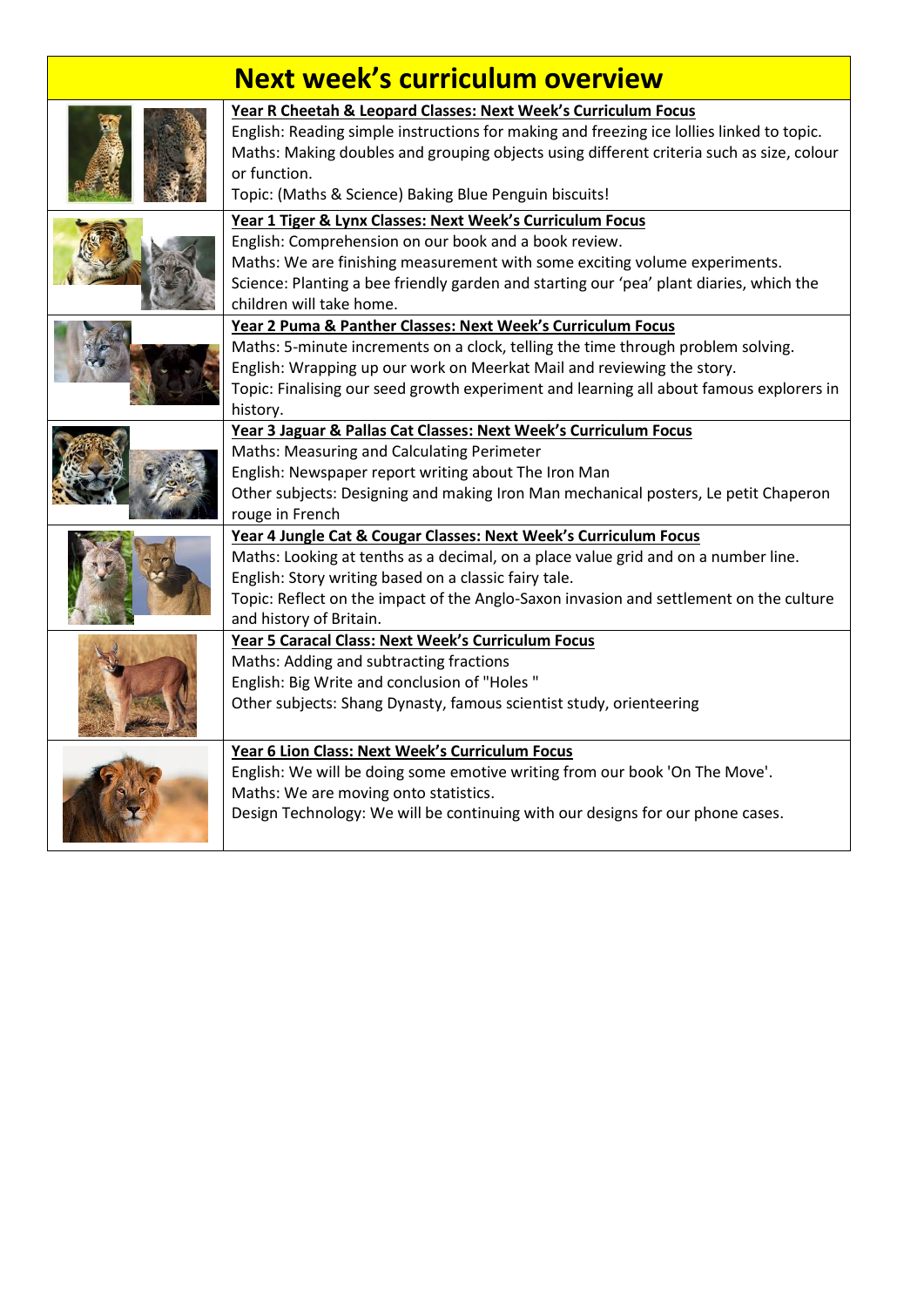# Next week's curriculum overview

| | |
|---|---|
| | **Year R Cheetah & Leopard Classes: Next Week's Curriculum Focus**<br>English: Reading simple instructions for making and freezing ice lollies linked to topic.<br>Maths: Making doubles and grouping objects using different criteria such as size, colour or function.<br>Topic: (Maths & Science) Baking Blue Penguin biscuits! |
| | **Year 1 Tiger & Lynx Classes: Next Week's Curriculum Focus**<br>English: Comprehension on our book and a book review.<br>Maths: We are finishing measurement with some exciting volume experiments.<br>Science: Planting a bee friendly garden and starting our 'pea' plant diaries, which the children will take home. |
| | **Year 2 Puma & Panther Classes: Next Week's Curriculum Focus**<br>Maths: 5-minute increments on a clock, telling the time through problem solving.<br>English: Wrapping up our work on Meerkat Mail and reviewing the story.<br>Topic: Finalising our seed growth experiment and learning all about famous explorers in history. |
| | **Year 3 Jaguar & Pallas Cat Classes: Next Week's Curriculum Focus**<br>Maths: Measuring and Calculating Perimeter<br>English: Newspaper report writing about The Iron Man<br>Other subjects: Designing and making Iron Man mechanical posters, Le petit Chaperon rouge in French |
| | **Year 4 Jungle Cat & Cougar Classes: Next Week's Curriculum Focus**<br>Maths: Looking at tenths as a decimal, on a place value grid and on a number line.<br>English: Story writing based on a classic fairy tale.<br>Topic: Reflect on the impact of the Anglo-Saxon invasion and settlement on the culture and history of Britain. |
| | **Year 5 Caracal Class: Next Week's Curriculum Focus**<br>Maths: Adding and subtracting fractions<br>English: Big Write and conclusion of "Holes "<br>Other subjects: Shang Dynasty, famous scientist study, orienteering |
| | **Year 6 Lion Class: Next Week's Curriculum Focus**<br>English: We will be doing some emotive writing from our book 'On The Move'.<br>Maths: We are moving onto statistics.<br>Design Technology: We will be continuing with our designs for our phone cases. |